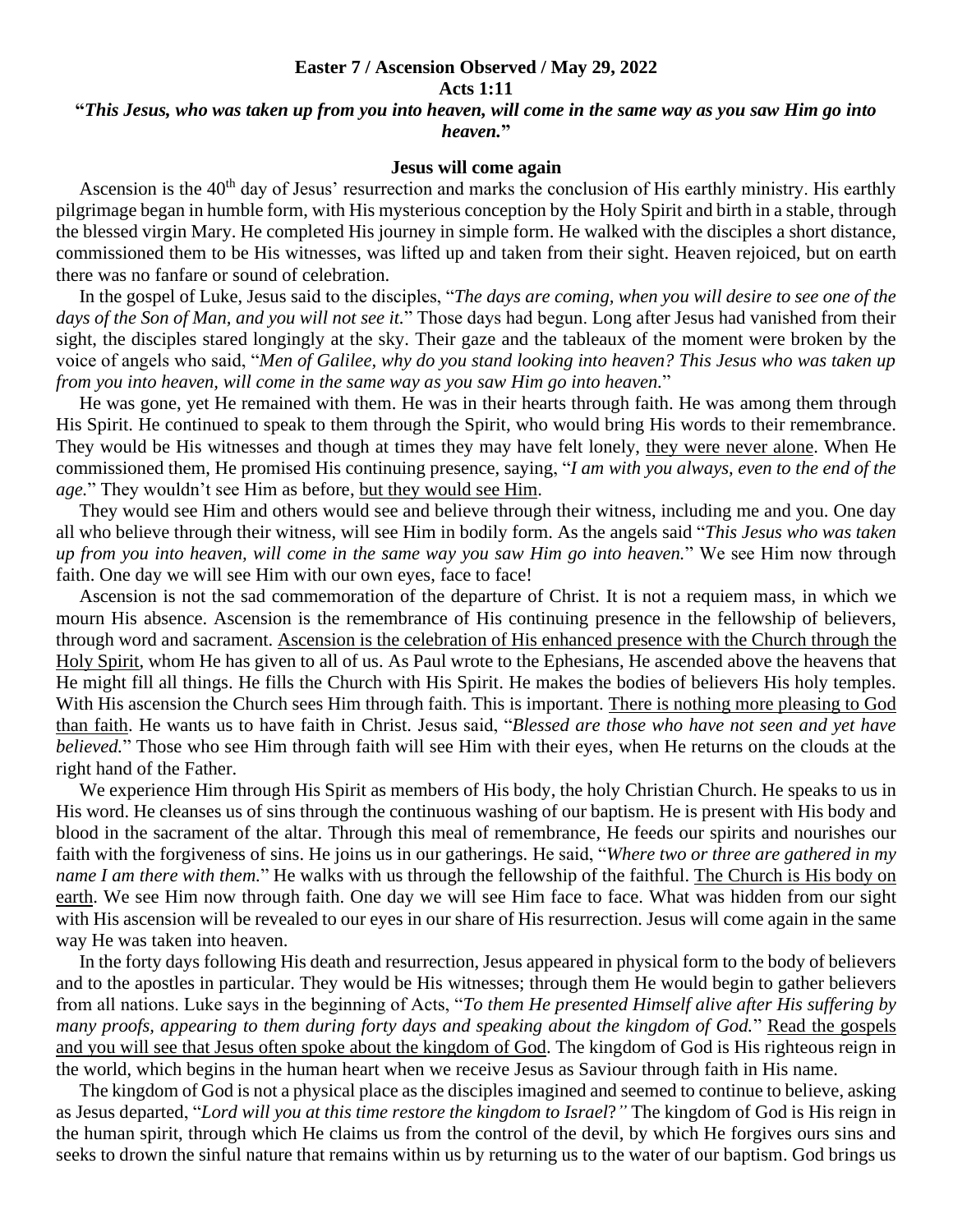**Easter 7 / Ascension Observed / May 29, 2022**

**Acts 1:11**

**"*This Jesus, who was taken up from you into heaven, will come in the same way as you saw Him go into heaven.*"**

**Jesus will come again**

Ascension is the 40th day of Jesus' resurrection and marks the conclusion of His earthly ministry. His earthly pilgrimage began in humble form, with His mysterious conception by the Holy Spirit and birth in a stable, through the blessed virgin Mary. He completed His journey in simple form. He walked with the disciples a short distance, commissioned them to be His witnesses, was lifted up and taken from their sight. Heaven rejoiced, but on earth there was no fanfare or sound of celebration.

In the gospel of Luke, Jesus said to the disciples, "*The days are coming, when you will desire to see one of the days of the Son of Man, and you will not see it.*" Those days had begun. Long after Jesus had vanished from their sight, the disciples stared longingly at the sky. Their gaze and the tableaux of the moment were broken by the voice of angels who said, "*Men of Galilee, why do you stand looking into heaven? This Jesus who was taken up from you into heaven, will come in the same way as you saw Him go into heaven.*"

He was gone, yet He remained with them. He was in their hearts through faith. He was among them through His Spirit. He continued to speak to them through the Spirit, who would bring His words to their remembrance. They would be His witnesses and though at times they may have felt lonely, <u>they were never alone</u>. When He commissioned them, He promised His continuing presence, saying, "*I am with you always, even to the end of the age.*" They wouldn't see Him as before, <u>but they would see Him</u>.

They would see Him and others would see and believe through their witness, including me and you. One day all who believe through their witness, will see Him in bodily form. As the angels said "*This Jesus who was taken up from you into heaven, will come in the same way you saw Him go into heaven.*" We see Him now through faith. One day we will see Him with our own eyes, face to face!

Ascension is not the sad commemoration of the departure of Christ. It is not a requiem mass, in which we mourn His absence. Ascension is the remembrance of His continuing presence in the fellowship of believers, through word and sacrament. <u>Ascension is the celebration of His enhanced presence with the Church through the Holy Spirit</u>, whom He has given to all of us. As Paul wrote to the Ephesians, He ascended above the heavens that He might fill all things. He fills the Church with His Spirit. He makes the bodies of believers His holy temples. With His ascension the Church sees Him through faith. This is important. <u>There is nothing more pleasing to God than faith</u>. He wants us to have faith in Christ. Jesus said, "*Blessed are those who have not seen and yet have believed.*" Those who see Him through faith will see Him with their eyes, when He returns on the clouds at the right hand of the Father.

We experience Him through His Spirit as members of His body, the holy Christian Church. He speaks to us in His word. He cleanses us of sins through the continuous washing of our baptism. He is present with His body and blood in the sacrament of the altar. Through this meal of remembrance, He feeds our spirits and nourishes our faith with the forgiveness of sins. He joins us in our gatherings. He said, "*Where two or three are gathered in my name I am there with them.*" He walks with us through the fellowship of the faithful. <u>The Church is His body on earth</u>. We see Him now through faith. One day we will see Him face to face. What was hidden from our sight with His ascension will be revealed to our eyes in our share of His resurrection. Jesus will come again in the same way He was taken into heaven.

In the forty days following His death and resurrection, Jesus appeared in physical form to the body of believers and to the apostles in particular. They would be His witnesses; through them He would begin to gather believers from all nations. Luke says in the beginning of Acts, "*To them He presented Himself alive after His suffering by many proofs, appearing to them during forty days and speaking about the kingdom of God.*" <u>Read the gospels and you will see that Jesus often spoke about the kingdom of God</u>. The kingdom of God is His righteous reign in the world, which begins in the human heart when we receive Jesus as Saviour through faith in His name.

The kingdom of God is not a physical place as the disciples imagined and seemed to continue to believe, asking as Jesus departed, "*Lord will you at this time restore the kingdom to Israel?*" The kingdom of God is His reign in the human spirit, through which He claims us from the control of the devil, by which He forgives ours sins and seeks to drown the sinful nature that remains within us by returning us to the water of our baptism. God brings us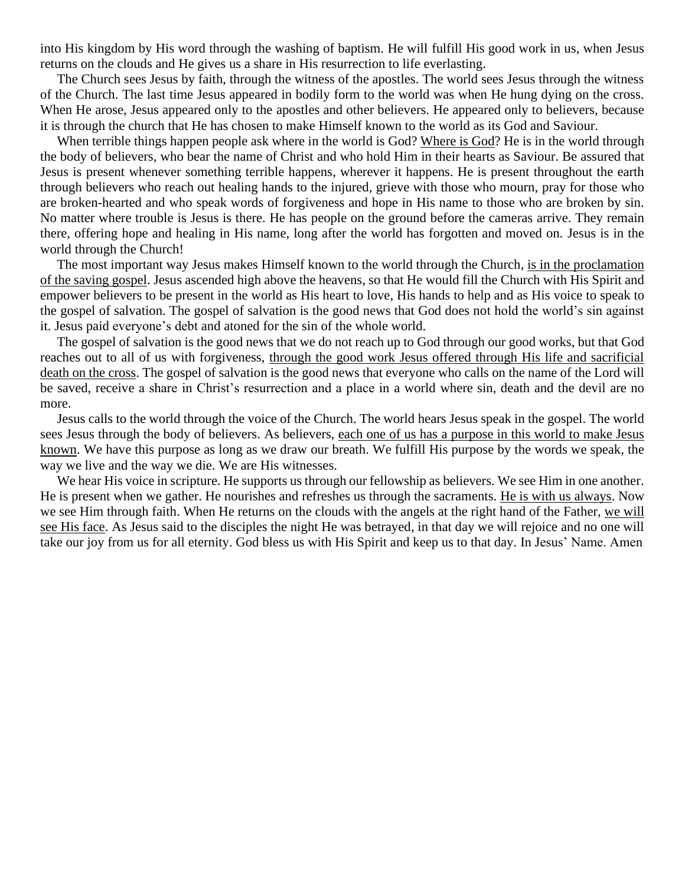into His kingdom by His word through the washing of baptism. He will fulfill His good work in us, when Jesus returns on the clouds and He gives us a share in His resurrection to life everlasting.

The Church sees Jesus by faith, through the witness of the apostles. The world sees Jesus through the witness of the Church. The last time Jesus appeared in bodily form to the world was when He hung dying on the cross. When He arose, Jesus appeared only to the apostles and other believers. He appeared only to believers, because it is through the church that He has chosen to make Himself known to the world as its God and Saviour.

When terrible things happen people ask where in the world is God? <u>Where is God</u>? He is in the world through the body of believers, who bear the name of Christ and who hold Him in their hearts as Saviour. Be assured that Jesus is present whenever something terrible happens, wherever it happens. He is present throughout the earth through believers who reach out healing hands to the injured, grieve with those who mourn, pray for those who are broken-hearted and who speak words of forgiveness and hope in His name to those who are broken by sin. No matter where trouble is Jesus is there. He has people on the ground before the cameras arrive. They remain there, offering hope and healing in His name, long after the world has forgotten and moved on. Jesus is in the world through the Church!

The most important way Jesus makes Himself known to the world through the Church, <u>is in the proclamation of the saving gospel</u>. Jesus ascended high above the heavens, so that He would fill the Church with His Spirit and empower believers to be present in the world as His heart to love, His hands to help and as His voice to speak to the gospel of salvation. The gospel of salvation is the good news that God does not hold the world's sin against it. Jesus paid everyone's debt and atoned for the sin of the whole world.

The gospel of salvation is the good news that we do not reach up to God through our good works, but that God reaches out to all of us with forgiveness, <u>through the good work Jesus offered through His life and sacrificial death on the cross</u>. The gospel of salvation is the good news that everyone who calls on the name of the Lord will be saved, receive a share in Christ's resurrection and a place in a world where sin, death and the devil are no more.

Jesus calls to the world through the voice of the Church. The world hears Jesus speak in the gospel. The world sees Jesus through the body of believers. As believers, <u>each one of us has a purpose in this world to make Jesus known</u>. We have this purpose as long as we draw our breath. We fulfill His purpose by the words we speak, the way we live and the way we die. We are His witnesses.

We hear His voice in scripture. He supports us through our fellowship as believers. We see Him in one another. He is present when we gather. He nourishes and refreshes us through the sacraments. <u>He is with us always</u>. Now we see Him through faith. When He returns on the clouds with the angels at the right hand of the Father, <u>we will see His face</u>. As Jesus said to the disciples the night He was betrayed, in that day we will rejoice and no one will take our joy from us for all eternity. God bless us with His Spirit and keep us to that day. In Jesus' Name. Amen